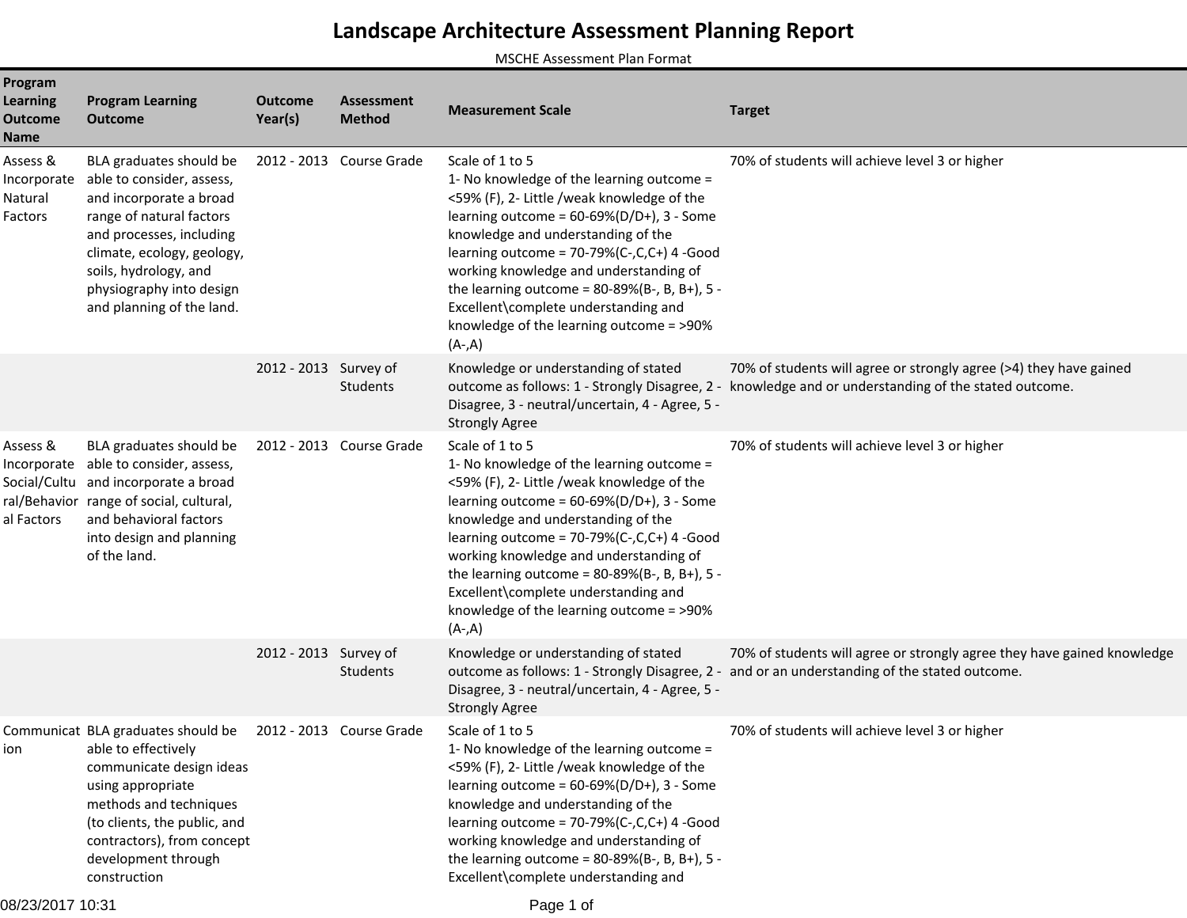# Landscape Architecture Assessment Planning Report

MSCHE Assessment Plan Format

| Program Learning Outcome Name | Program Learning Outcome | Outcome Year(s) | Assessment Method | Measurement Scale | Target |
|---|---|---|---|---|---|
| Assess & Incorporate Natural Factors | BLA graduates should be able to consider, assess, and incorporate a broad range of natural factors and processes, including climate, ecology, geology, soils, hydrology, and physiography into design and planning of the land. | 2012 - 2013 | Course Grade | Scale of 1 to 5<br>1- No knowledge of the learning outcome = <59% (F), 2- Little /weak knowledge of the learning outcome = 60-69%(D/D+), 3 - Some knowledge and understanding of the learning outcome = 70-79%(C-,C,C+) 4 -Good working knowledge and understanding of the learning outcome = 80-89%(B-, B, B+), 5 - Excellent\complete understanding and knowledge of the learning outcome = >90% (A-,A) | 70% of students will achieve level 3 or higher |
| | | 2012 - 2013 | Survey of Students | Knowledge or understanding of stated outcome as follows: 1 - Strongly Disagree, 2 - Disagree, 3 - neutral/uncertain, 4 - Agree, 5 - Strongly Agree | 70% of students will agree or strongly agree (>4) they have gained knowledge and or understanding of the stated outcome. |
| Assess & Incorporate Social/Cultural/Behavioral Factors | BLA graduates should be able to consider, assess, and incorporate a broad range of social, cultural, and behavioral factors into design and planning of the land. | 2012 - 2013 | Course Grade | Scale of 1 to 5<br>1- No knowledge of the learning outcome = <59% (F), 2- Little /weak knowledge of the learning outcome = 60-69%(D/D+), 3 - Some knowledge and understanding of the learning outcome = 70-79%(C-,C,C+) 4 -Good working knowledge and understanding of the learning outcome = 80-89%(B-, B, B+), 5 - Excellent\complete understanding and knowledge of the learning outcome = >90% (A-,A) | 70% of students will achieve level 3 or higher |
| | | 2012 - 2013 | Survey of Students | Knowledge or understanding of stated outcome as follows: 1 - Strongly Disagree, 2 - Disagree, 3 - neutral/uncertain, 4 - Agree, 5 - Strongly Agree | 70% of students will agree or strongly agree they have gained knowledge and or an understanding of the stated outcome. |
| Communication | BLA graduates should be able to effectively communicate design ideas using appropriate methods and techniques (to clients, the public, and contractors), from concept development through construction | 2012 - 2013 | Course Grade | Scale of 1 to 5<br>1- No knowledge of the learning outcome = <59% (F), 2- Little /weak knowledge of the learning outcome = 60-69%(D/D+), 3 - Some knowledge and understanding of the learning outcome = 70-79%(C-,C,C+) 4 -Good working knowledge and understanding of the learning outcome = 80-89%(B-, B, B+), 5 - Excellent\complete understanding and | 70% of students will achieve level 3 or higher |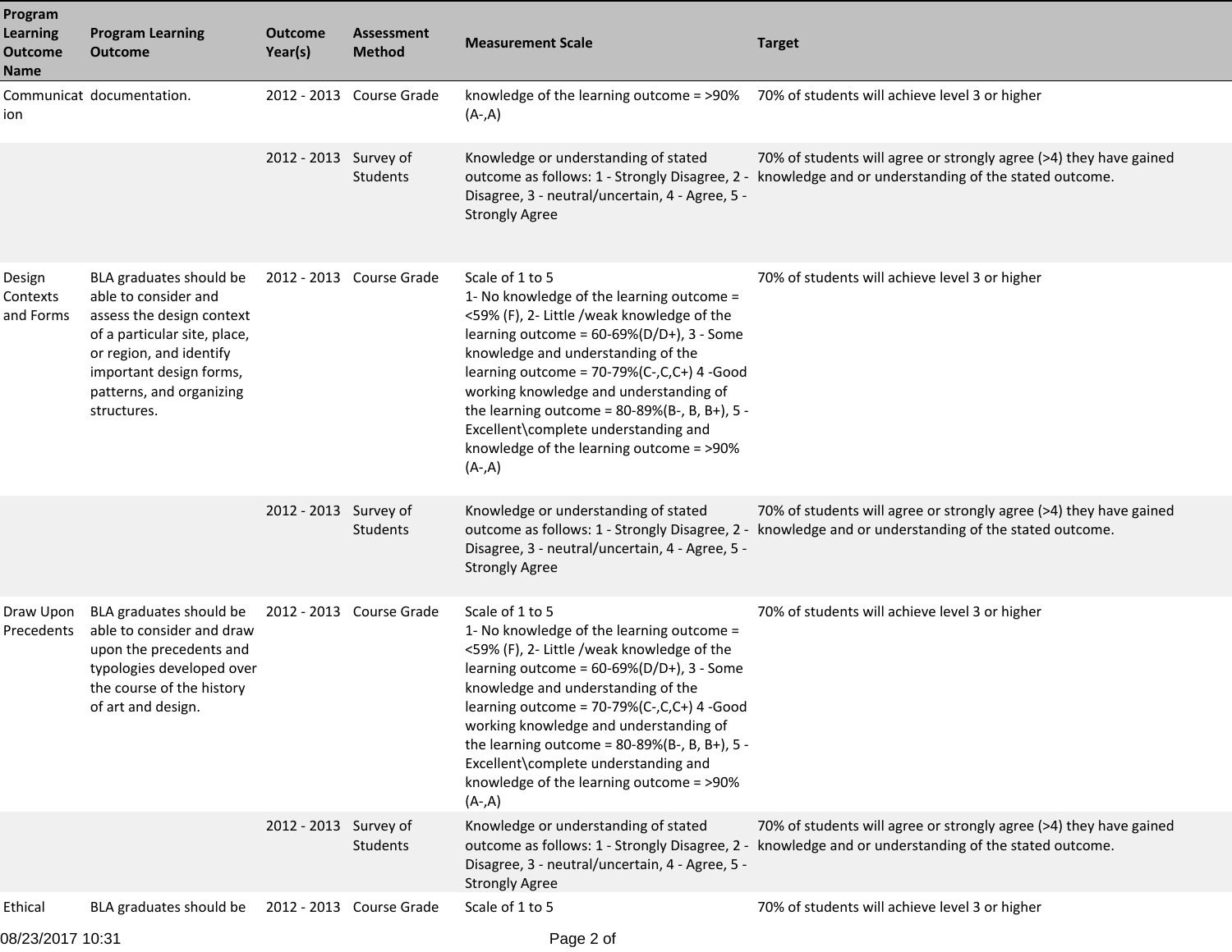| Program Learning Outcome Name | Program Learning Outcome | Outcome Year(s) | Assessment Method | Measurement Scale | Target |
|---|---|---|---|---|---|
| Communication | documentation. | 2012 - 2013 | Course Grade | knowledge of the learning outcome = >90% (A-,A) | 70% of students will achieve level 3 or higher |
| | | 2012 - 2013 | Survey of Students | Knowledge or understanding of stated outcome as follows: 1 - Strongly Disagree, 2 - Disagree, 3 - neutral/uncertain, 4 - Agree, 5 - Strongly Agree | 70% of students will agree or strongly agree (>4) they have gained knowledge and or understanding of the stated outcome. |
| Design Contexts and Forms | BLA graduates should be able to consider and assess the design context of a particular site, place, or region, and identify important design forms, patterns, and organizing structures. | 2012 - 2013 | Course Grade | Scale of 1 to 5<br>1- No knowledge of the learning outcome = <59% (F), 2- Little /weak knowledge of the learning outcome = 60-69%(D/D+), 3 - Some knowledge and understanding of the learning outcome = 70-79%(C-,C,C+) 4 -Good working knowledge and understanding of the learning outcome = 80-89%(B-, B, B+), 5 - Excellent\complete understanding and knowledge of the learning outcome = >90% (A-,A) | 70% of students will achieve level 3 or higher |
| | | 2012 - 2013 | Survey of Students | Knowledge or understanding of stated outcome as follows: 1 - Strongly Disagree, 2 - Disagree, 3 - neutral/uncertain, 4 - Agree, 5 - Strongly Agree | 70% of students will agree or strongly agree (>4) they have gained knowledge and or understanding of the stated outcome. |
| Draw Upon Precedents | BLA graduates should be able to consider and draw upon the precedents and typologies developed over the course of the history of art and design. | 2012 - 2013 | Course Grade | Scale of 1 to 5<br>1- No knowledge of the learning outcome = <59% (F), 2- Little /weak knowledge of the learning outcome = 60-69%(D/D+), 3 - Some knowledge and understanding of the learning outcome = 70-79%(C-,C,C+) 4 -Good working knowledge and understanding of the learning outcome = 80-89%(B-, B, B+), 5 - Excellent\complete understanding and knowledge of the learning outcome = >90% (A-,A) | 70% of students will achieve level 3 or higher |
| | | 2012 - 2013 | Survey of Students | Knowledge or understanding of stated outcome as follows: 1 - Strongly Disagree, 2 - Disagree, 3 - neutral/uncertain, 4 - Agree, 5 - Strongly Agree | 70% of students will agree or strongly agree (>4) they have gained knowledge and or understanding of the stated outcome. |
| Ethical | BLA graduates should be | 2012 - 2013 | Course Grade | Scale of 1 to 5 | 70% of students will achieve level 3 or higher |

08/23/2017 10:31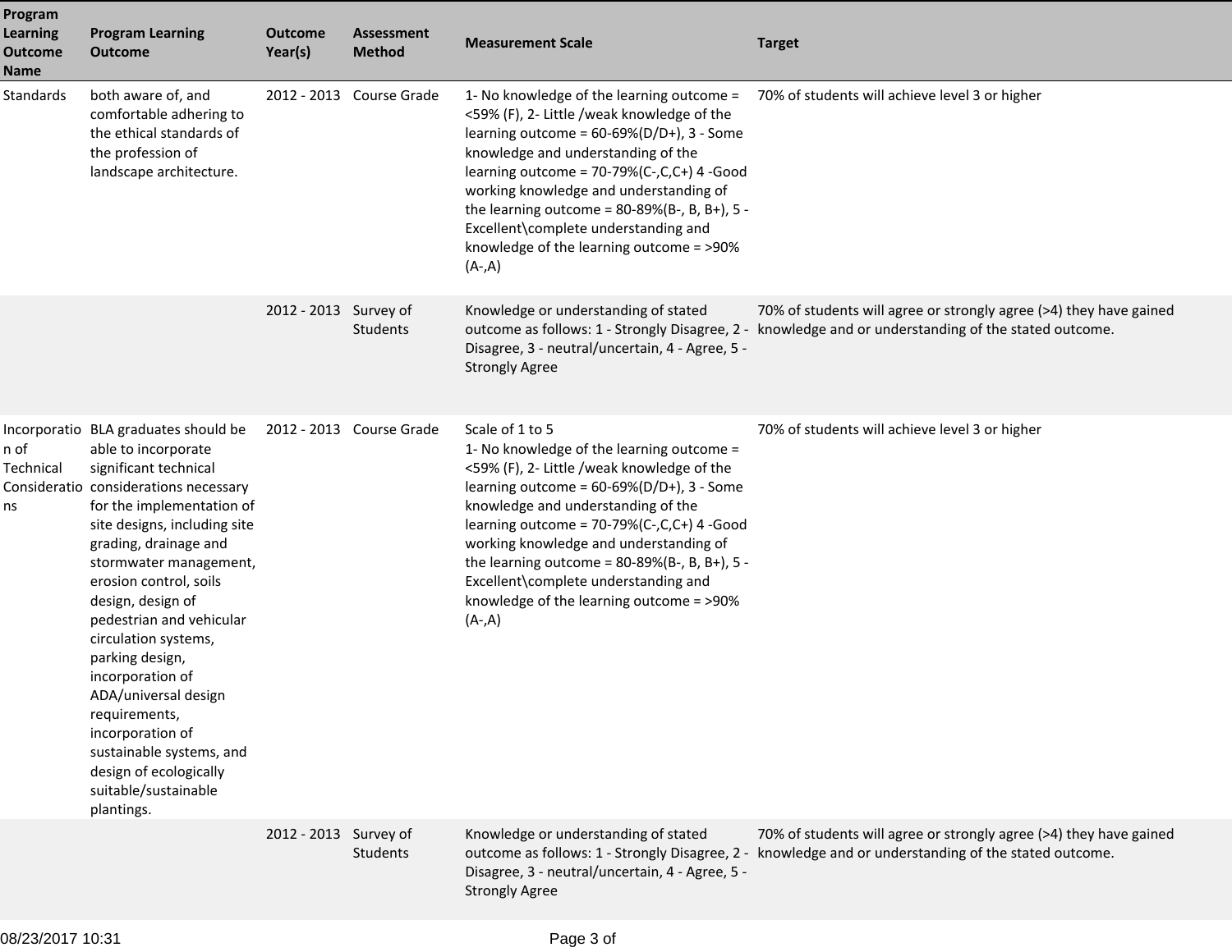| Program Learning Outcome Name | Program Learning Outcome | Outcome Year(s) | Assessment Method | Measurement Scale | Target |
|---|---|---|---|---|---|
| Standards | both aware of, and comfortable adhering to the ethical standards of the profession of landscape architecture. | 2012 - 2013 | Course Grade | 1- No knowledge of the learning outcome = <59% (F), 2- Little /weak knowledge of the learning outcome = 60-69%(D/D+), 3 - Some knowledge and understanding of the learning outcome = 70-79%(C-,C,C+) 4 -Good working knowledge and understanding of the learning outcome = 80-89%(B-, B, B+), 5 - Excellent\complete understanding and knowledge of the learning outcome = >90% (A-,A) | 70% of students will achieve level 3 or higher |
| | | 2012 - 2013 | Survey of Students | Knowledge or understanding of stated outcome as follows: 1 - Strongly Disagree, 2 - Disagree, 3 - neutral/uncertain, 4 - Agree, 5 - Strongly Agree | 70% of students will agree or strongly agree (>4) they have gained knowledge and or understanding of the stated outcome. |
| Incorporation of Technical Considerations | BLA graduates should be able to incorporate significant technical considerations necessary for the implementation of site designs, including site grading, drainage and stormwater management, erosion control, soils design, design of pedestrian and vehicular circulation systems, parking design, incorporation of ADA/universal design requirements, incorporation of sustainable systems, and design of ecologically suitable/sustainable plantings. | 2012 - 2013 | Course Grade | Scale of 1 to 5<br>1- No knowledge of the learning outcome = <59% (F), 2- Little /weak knowledge of the learning outcome = 60-69%(D/D+), 3 - Some knowledge and understanding of the learning outcome = 70-79%(C-,C,C+) 4 -Good working knowledge and understanding of the learning outcome = 80-89%(B-, B, B+), 5 - Excellent\complete understanding and knowledge of the learning outcome = >90% (A-,A) | 70% of students will achieve level 3 or higher |
| | | 2012 - 2013 | Survey of Students | Knowledge or understanding of stated outcome as follows: 1 - Strongly Disagree, 2 - Disagree, 3 - neutral/uncertain, 4 - Agree, 5 - Strongly Agree | 70% of students will agree or strongly agree (>4) they have gained knowledge and or understanding of the stated outcome. |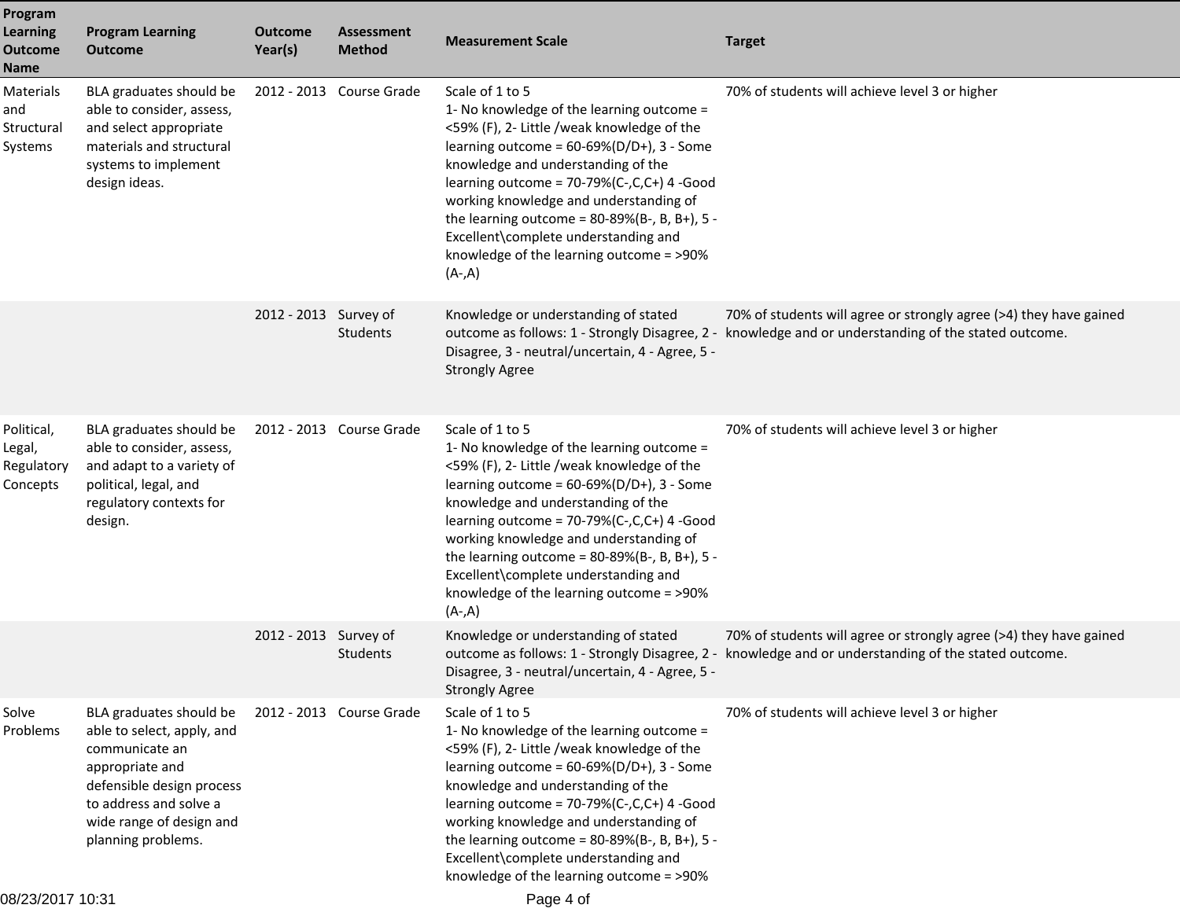| Program Learning Outcome Name | Program Learning Outcome | Outcome Year(s) | Assessment Method | Measurement Scale | Target |
|---|---|---|---|---|---|
| Materials and Structural Systems | BLA graduates should be able to consider, assess, and select appropriate materials and structural systems to implement design ideas. | 2012 - 2013 | Course Grade | Scale of 1 to 5<br>1- No knowledge of the learning outcome = <59% (F), 2- Little /weak knowledge of the learning outcome = 60-69%(D/D+), 3 - Some knowledge and understanding of the learning outcome = 70-79%(C-,C,C+) 4 -Good working knowledge and understanding of the learning outcome = 80-89%(B-, B, B+), 5 - Excellent\complete understanding and knowledge of the learning outcome = >90% (A-,A) | 70% of students will achieve level 3 or higher |
| | | 2012 - 2013 | Survey of Students | Knowledge or understanding of stated outcome as follows: 1 - Strongly Disagree, 2 - Disagree, 3 - neutral/uncertain, 4 - Agree, 5 - Strongly Agree | 70% of students will agree or strongly agree (>4) they have gained knowledge and or understanding of the stated outcome. |
| Political, Legal, Regulatory Concepts | BLA graduates should be able to consider, assess, and adapt to a variety of political, legal, and regulatory contexts for design. | 2012 - 2013 | Course Grade | Scale of 1 to 5<br>1- No knowledge of the learning outcome = <59% (F), 2- Little /weak knowledge of the learning outcome = 60-69%(D/D+), 3 - Some knowledge and understanding of the learning outcome = 70-79%(C-,C,C+) 4 -Good working knowledge and understanding of the learning outcome = 80-89%(B-, B, B+), 5 - Excellent\complete understanding and knowledge of the learning outcome = >90% (A-,A) | 70% of students will achieve level 3 or higher |
| | | 2012 - 2013 | Survey of Students | Knowledge or understanding of stated outcome as follows: 1 - Strongly Disagree, 2 - Disagree, 3 - neutral/uncertain, 4 - Agree, 5 - Strongly Agree | 70% of students will agree or strongly agree (>4) they have gained knowledge and or understanding of the stated outcome. |
| Solve Problems | BLA graduates should be able to select, apply, and communicate an appropriate and defensible design process to address and solve a wide range of design and planning problems. | 2012 - 2013 | Course Grade | Scale of 1 to 5<br>1- No knowledge of the learning outcome = <59% (F), 2- Little /weak knowledge of the learning outcome = 60-69%(D/D+), 3 - Some knowledge and understanding of the learning outcome = 70-79%(C-,C,C+) 4 -Good working knowledge and understanding of the learning outcome = 80-89%(B-, B, B+), 5 - Excellent\complete understanding and knowledge of the learning outcome = >90% | 70% of students will achieve level 3 or higher |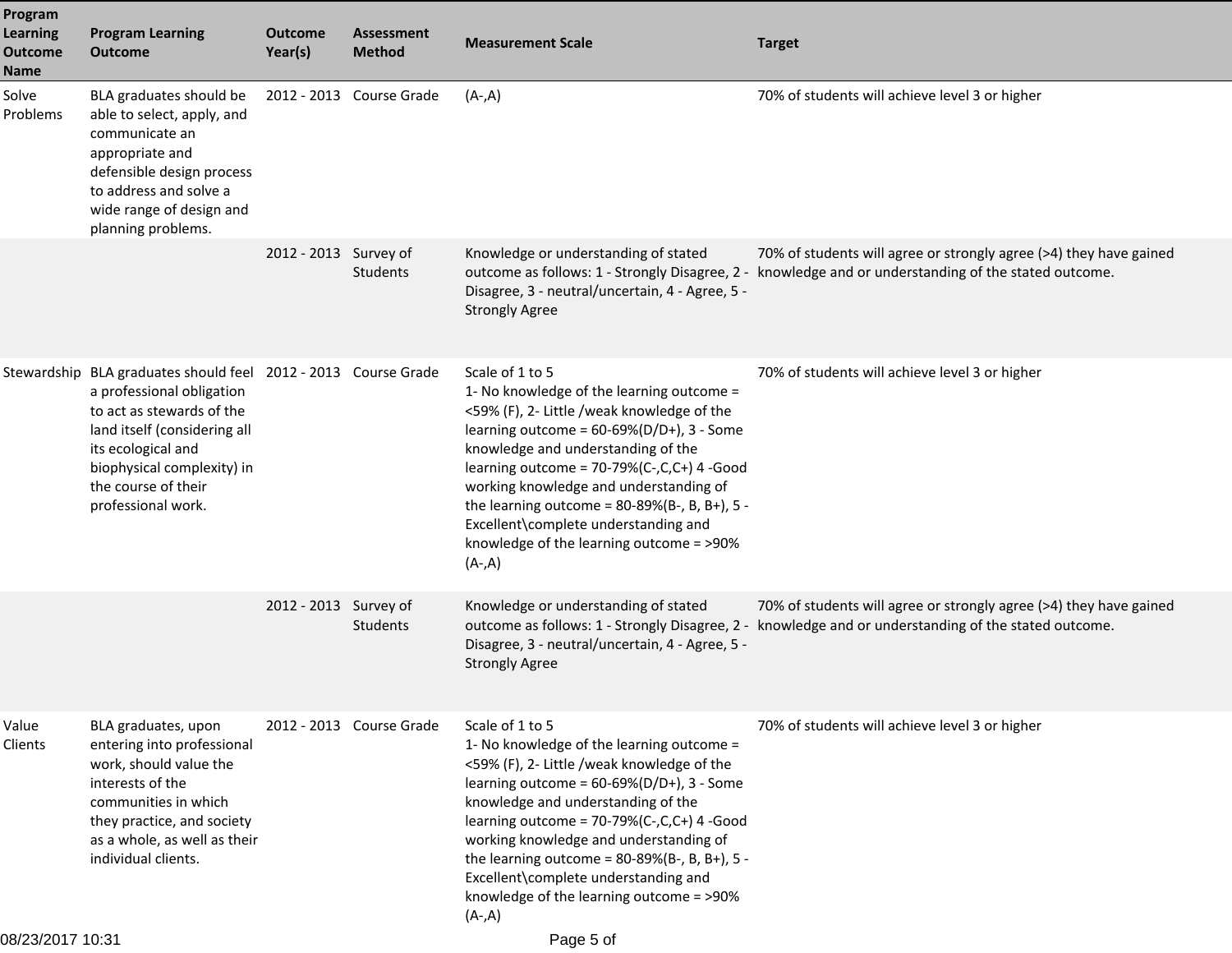| Program Learning Outcome Name | Program Learning Outcome | Outcome Year(s) | Assessment Method | Measurement Scale | Target |
|---|---|---|---|---|---|
| Solve Problems | BLA graduates should be able to select, apply, and communicate an appropriate and defensible design process to address and solve a wide range of design and planning problems. | 2012 - 2013 | Course Grade | (A-,A) | 70% of students will achieve level 3 or higher |
| | | 2012 - 2013 | Survey of Students | Knowledge or understanding of stated outcome as follows: 1 - Strongly Disagree, 2 - Disagree, 3 - neutral/uncertain, 4 - Agree, 5 - Strongly Agree | 70% of students will agree or strongly agree (>4) they have gained knowledge and or understanding of the stated outcome. |
| Stewardship | BLA graduates should feel a professional obligation to act as stewards of the land itself (considering all its ecological and biophysical complexity) in the course of their professional work. | 2012 - 2013 | Course Grade | Scale of 1 to 5<br>1- No knowledge of the learning outcome = <59% (F), 2- Little /weak knowledge of the learning outcome = 60-69%(D/D+), 3 - Some knowledge and understanding of the learning outcome = 70-79%(C-,C,C+) 4 -Good working knowledge and understanding of the learning outcome = 80-89%(B-, B, B+), 5 - Excellent\complete understanding and knowledge of the learning outcome = >90% (A-,A) | 70% of students will achieve level 3 or higher |
| | | 2012 - 2013 | Survey of Students | Knowledge or understanding of stated outcome as follows: 1 - Strongly Disagree, 2 - Disagree, 3 - neutral/uncertain, 4 - Agree, 5 - Strongly Agree | 70% of students will agree or strongly agree (>4) they have gained knowledge and or understanding of the stated outcome. |
| Value Clients | BLA graduates, upon entering into professional work, should value the interests of the communities in which they practice, and society as a whole, as well as their individual clients. | 2012 - 2013 | Course Grade | Scale of 1 to 5<br>1- No knowledge of the learning outcome = <59% (F), 2- Little /weak knowledge of the learning outcome = 60-69%(D/D+), 3 - Some knowledge and understanding of the learning outcome = 70-79%(C-,C,C+) 4 -Good working knowledge and understanding of the learning outcome = 80-89%(B-, B, B+), 5 - Excellent\complete understanding and knowledge of the learning outcome = >90% (A-,A) | 70% of students will achieve level 3 or higher |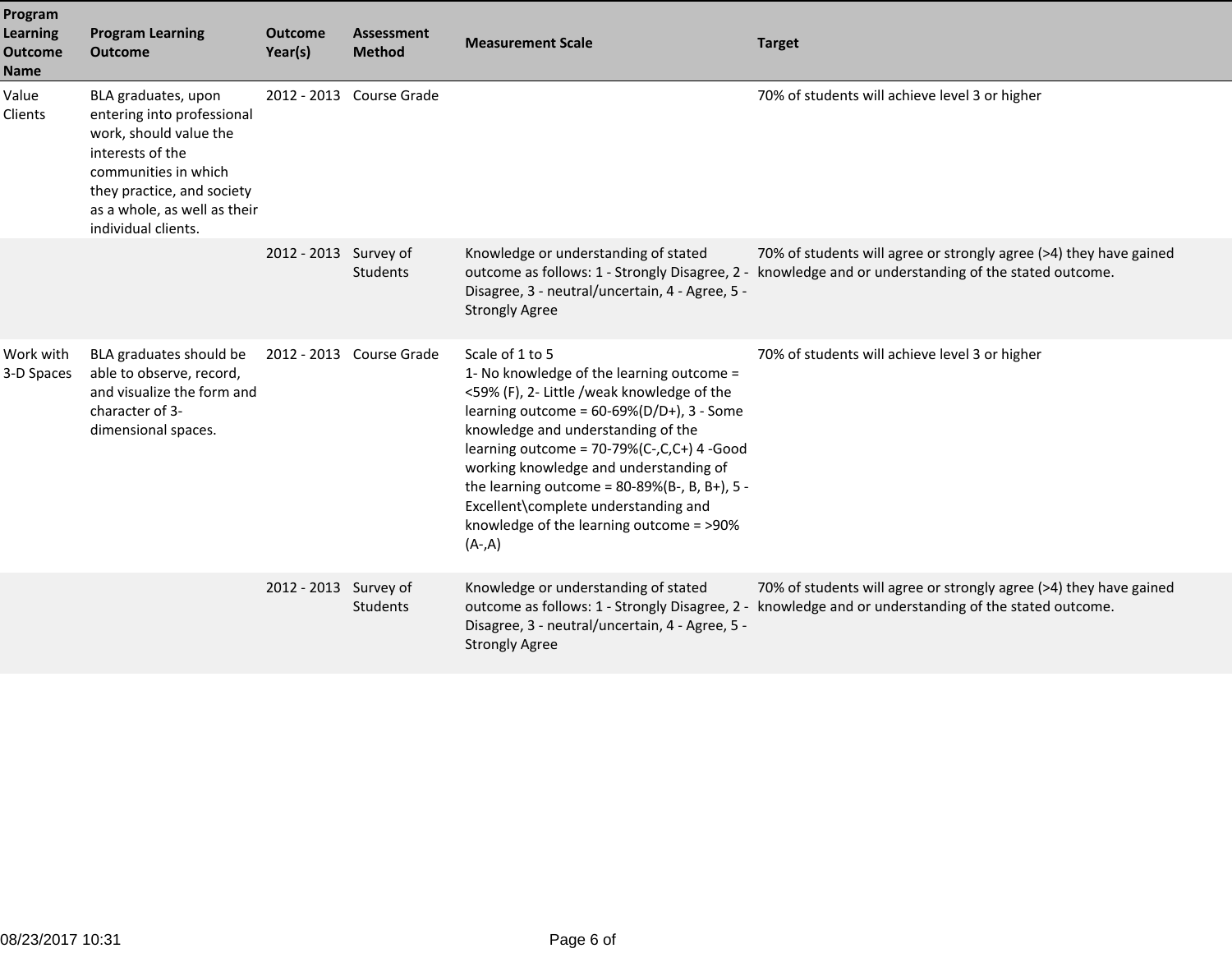| Program Learning Outcome Name | Program Learning Outcome | Outcome Year(s) | Assessment Method | Measurement Scale | Target |
|---|---|---|---|---|---|
| Value Clients | BLA graduates, upon entering into professional work, should value the interests of the communities in which they practice, and society as a whole, as well as their individual clients. | 2012 - 2013 | Course Grade | | 70% of students will achieve level 3 or higher |
| | | 2012 - 2013 | Survey of Students | Knowledge or understanding of stated outcome as follows: 1 - Strongly Disagree, 2 - Disagree, 3 - neutral/uncertain, 4 - Agree, 5 - Strongly Agree | 70% of students will agree or strongly agree (>4) they have gained knowledge and or understanding of the stated outcome. |
| Work with 3-D Spaces | BLA graduates should be able to observe, record, and visualize the form and character of 3-dimensional spaces. | 2012 - 2013 | Course Grade | Scale of 1 to 5<br>1- No knowledge of the learning outcome = <59% (F), 2- Little /weak knowledge of the learning outcome = 60-69%(D/D+), 3 - Some knowledge and understanding of the learning outcome = 70-79%(C-,C,C+) 4 -Good working knowledge and understanding of the learning outcome = 80-89%(B-, B, B+), 5 - Excellent\complete understanding and knowledge of the learning outcome = >90% (A-,A) | 70% of students will achieve level 3 or higher |
| | | 2012 - 2013 | Survey of Students | Knowledge or understanding of stated outcome as follows: 1 - Strongly Disagree, 2 - Disagree, 3 - neutral/uncertain, 4 - Agree, 5 - Strongly Agree | 70% of students will agree or strongly agree (>4) they have gained knowledge and or understanding of the stated outcome. |

08/23/2017 10:31